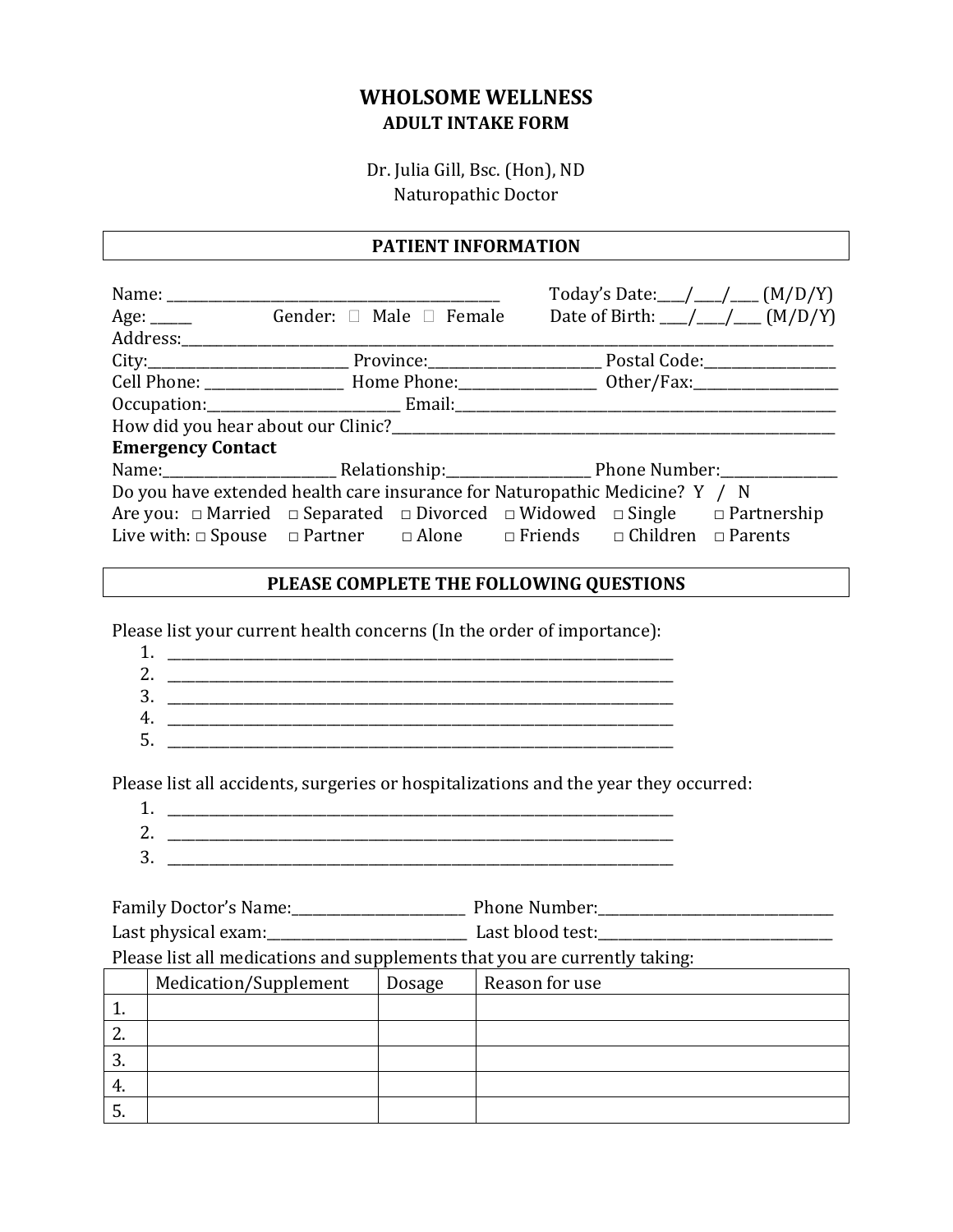# WHOLSOME WELLNESS

## ADULT INTAKE FORM

Dr. Julia Gill, Bsc. (Hon), ND
Naturopathic Doctor

## PATIENT INFORMATION

Name: ______________________________________________ Today's Date:___/___/___ (M/D/Y)

Age: _____ Gender: ☐ Male ☐ Female Date of Birth: ___/___/___ (M/D/Y)

Address:_____________________________________________________________________________________

City:___________________________ Province:_______________________ Postal Code:_________________

Cell Phone: __________________ Home Phone:__________________ Other/Fax:__________________

Occupation:__________________________ Email:_____________________________________________________

How did you hear about our Clinic?_____________________________________________________________

**Emergency Contact**

Name:_______________________ Relationship:___________________ Phone Number:_______________

Do you have extended health care insurance for Naturopathic Medicine? Y / N

Are you: □ Married □ Separated □ Divorced □ Widowed □ Single □ Partnership

Live with: □ Spouse □ Partner □ Alone □ Friends □ Children □ Parents

## PLEASE COMPLETE THE FOLLOWING QUESTIONS

Please list your current health concerns (In the order of importance):

1. ______________________________________________________________________
2. ______________________________________________________________________
3. ______________________________________________________________________
4. ______________________________________________________________________
5. ______________________________________________________________________

Please list all accidents, surgeries or hospitalizations and the year they occurred:

1. ______________________________________________________________________
2. ______________________________________________________________________
3. ______________________________________________________________________

Family Doctor's Name:_______________________ Phone Number:______________________________

Last physical exam:__________________________ Last blood test:______________________________

Please list all medications and supplements that you are currently taking:

| | Medication/Supplement | Dosage | Reason for use |
|---|---|---|---|
| 1. | | | |
| 2. | | | |
| 3. | | | |
| 4. | | | |
| 5. | | | |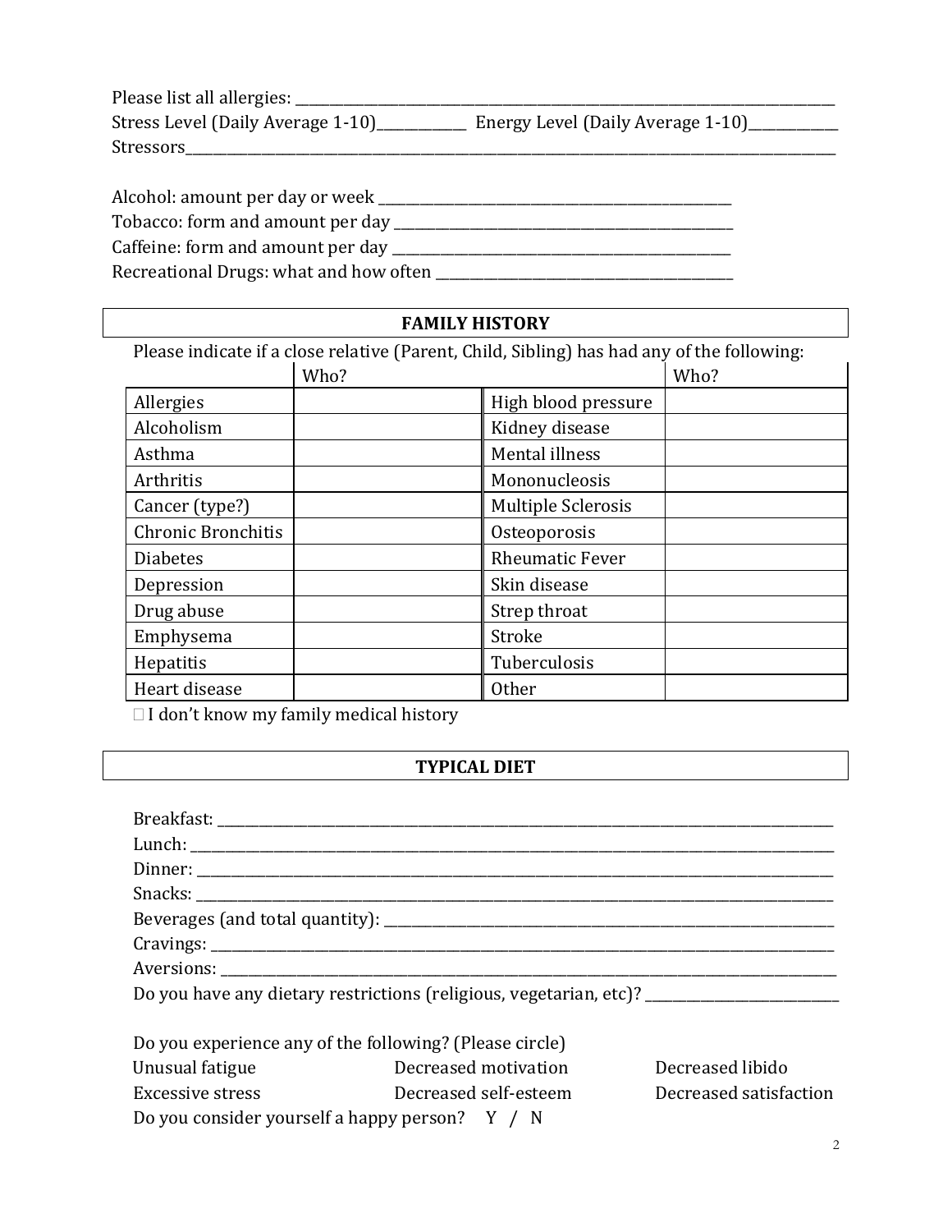Please list all allergies: ________________________________________________________________________________

Stress Level (Daily Average 1-10)____________ Energy Level (Daily Average 1-10)____________

Stressors________________________________________________________________________________________

Alcohol: amount per day or week _______________________________________________

Tobacco: form and amount per day ____________________________________________

Caffeine: form and amount per day ____________________________________________

Recreational Drugs: what and how often _______________________________________

## FAMILY HISTORY

Please indicate if a close relative (Parent, Child, Sibling) has had any of the following:

| | Who? | | Who? |
|---|---|---|---|
| Allergies | | High blood pressure | |
| Alcoholism | | Kidney disease | |
| Asthma | | Mental illness | |
| Arthritis | | Mononucleosis | |
| Cancer (type?) | | Multiple Sclerosis | |
| Chronic Bronchitis | | Osteoporosis | |
| Diabetes | | Rheumatic Fever | |
| Depression | | Skin disease | |
| Drug abuse | | Strep throat | |
| Emphysema | | Stroke | |
| Hepatitis | | Tuberculosis | |
| Heart disease | | Other | |

☐ I don't know my family medical history

## TYPICAL DIET

Breakfast: ______________________________________________________________________________

Lunch: _________________________________________________________________________________

Dinner: ________________________________________________________________________________

Snacks: ________________________________________________________________________________

Beverages (and total quantity): ____________________________________________________

Cravings: ______________________________________________________________________________

Aversions: _____________________________________________________________________________

Do you have any dietary restrictions (religious, vegetarian, etc)? _________________________

Do you experience any of the following? (Please circle)

| | | |
|---|---|---|
| Unusual fatigue | Decreased motivation | Decreased libido |
| Excessive stress | Decreased self-esteem | Decreased satisfaction |

Do you consider yourself a happy person? Y / N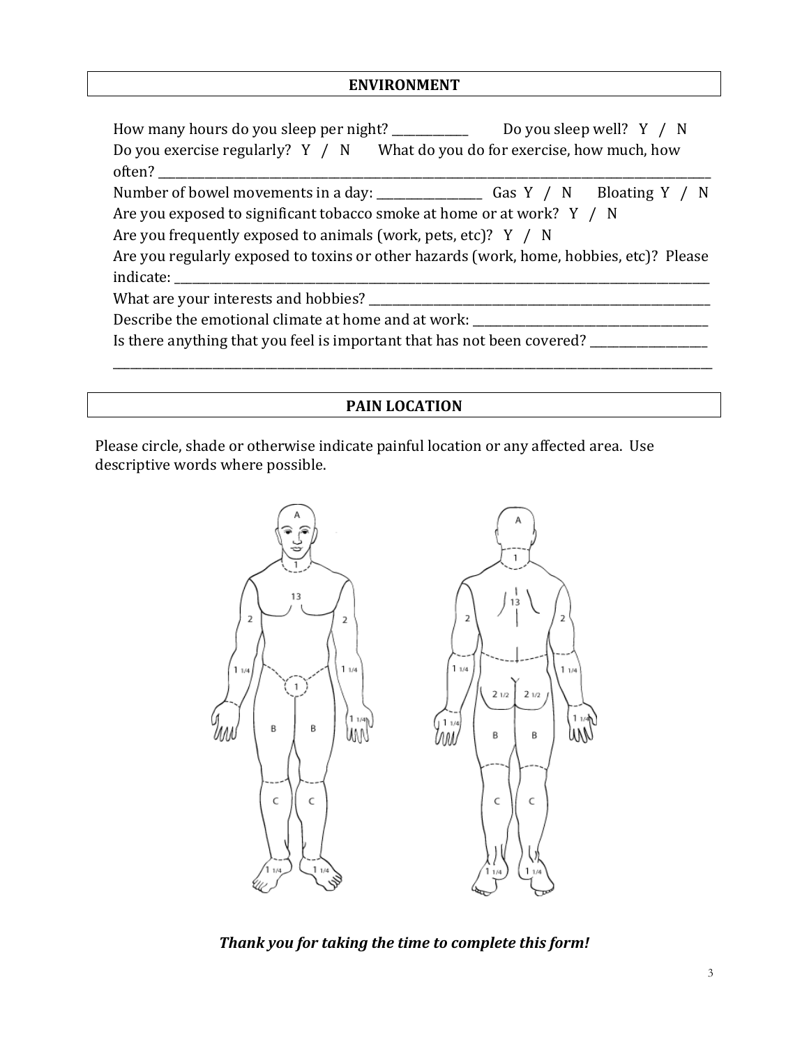## ENVIRONMENT

How many hours do you sleep per night? ____________ Do you sleep well? Y / N

Do you exercise regularly? Y / N What do you do for exercise, how much, how often? ________________________________________________________________

Number of bowel movements in a day: ________________ Gas Y / N Bloating Y / N

Are you exposed to significant tobacco smoke at home or at work? Y / N

Are you frequently exposed to animals (work, pets, etc)? Y / N

Are you regularly exposed to toxins or other hazards (work, home, hobbies, etc)? Please indicate: ________________________________________________________________

What are your interests and hobbies? ________________________________________________

Describe the emotional climate at home and at work: ____________________________________

Is there anything that you feel is important that has not been covered? _________________

________________________________________________________________________________

## PAIN LOCATION

Please circle, shade or otherwise indicate painful location or any affected area. Use descriptive words where possible.

***Thank you for taking the time to complete this form!***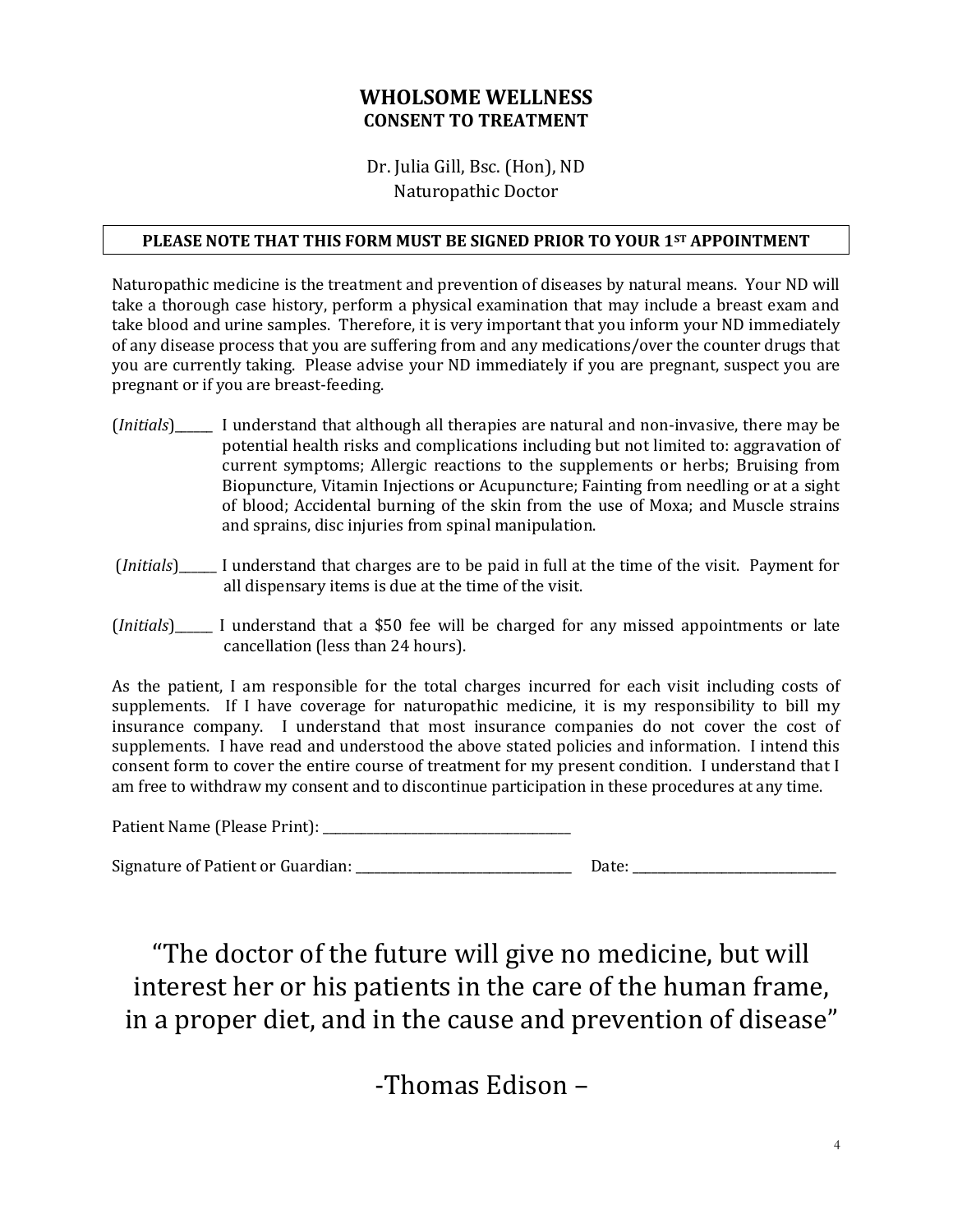# WHOLSOME WELLNESS
## CONSENT TO TREATMENT

Dr. Julia Gill, Bsc. (Hon), ND
Naturopathic Doctor

**PLEASE NOTE THAT THIS FORM MUST BE SIGNED PRIOR TO YOUR 1ST APPOINTMENT**

Naturopathic medicine is the treatment and prevention of diseases by natural means. Your ND will take a thorough case history, perform a physical examination that may include a breast exam and take blood and urine samples. Therefore, it is very important that you inform your ND immediately of any disease process that you are suffering from and any medications/over the counter drugs that you are currently taking. Please advise your ND immediately if you are pregnant, suspect you are pregnant or if you are breast-feeding.

(*Initials*)______ I understand that although all therapies are natural and non-invasive, there may be potential health risks and complications including but not limited to: aggravation of current symptoms; Allergic reactions to the supplements or herbs; Bruising from Biopuncture, Vitamin Injections or Acupuncture; Fainting from needling or at a sight of blood; Accidental burning of the skin from the use of Moxa; and Muscle strains and sprains, disc injuries from spinal manipulation.

(*Initials*)______ I understand that charges are to be paid in full at the time of the visit. Payment for all dispensary items is due at the time of the visit.

(*Initials*)______ I understand that a $50 fee will be charged for any missed appointments or late cancellation (less than 24 hours).

As the patient, I am responsible for the total charges incurred for each visit including costs of supplements. If I have coverage for naturopathic medicine, it is my responsibility to bill my insurance company. I understand that most insurance companies do not cover the cost of supplements. I have read and understood the above stated policies and information. I intend this consent form to cover the entire course of treatment for my present condition. I understand that I am free to withdraw my consent and to discontinue participation in these procedures at any time.

Patient Name (Please Print): ______________________________________

Signature of Patient or Guardian: __________________________________ Date: ______________________________

"The doctor of the future will give no medicine, but will interest her or his patients in the care of the human frame, in a proper diet, and in the cause and prevention of disease"

-Thomas Edison –